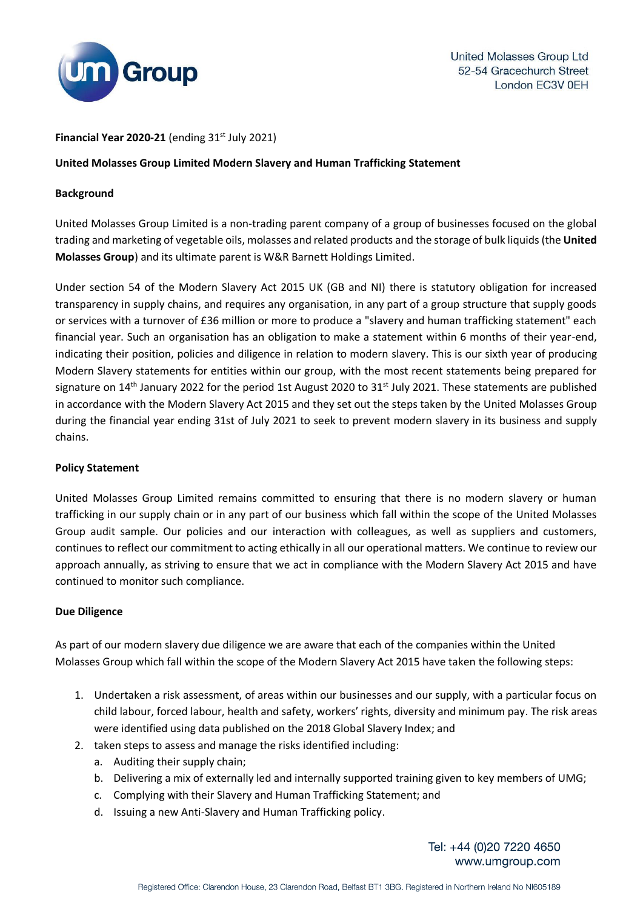United Molasses Group Ltd
52-54 Gracechurch Street
London EC3V 0EH

**Financial Year 2020-21** (ending 31st July 2021)

**United Molasses Group Limited Modern Slavery and Human Trafficking Statement**

**Background**

United Molasses Group Limited is a non-trading parent company of a group of businesses focused on the global trading and marketing of vegetable oils, molasses and related products and the storage of bulk liquids (the **United Molasses Group**) and its ultimate parent is W&R Barnett Holdings Limited.

Under section 54 of the Modern Slavery Act 2015 UK (GB and NI) there is statutory obligation for increased transparency in supply chains, and requires any organisation, in any part of a group structure that supply goods or services with a turnover of £36 million or more to produce a "slavery and human trafficking statement" each financial year. Such an organisation has an obligation to make a statement within 6 months of their year-end, indicating their position, policies and diligence in relation to modern slavery. This is our sixth year of producing Modern Slavery statements for entities within our group, with the most recent statements being prepared for signature on 14th January 2022 for the period 1st August 2020 to 31st July 2021. These statements are published in accordance with the Modern Slavery Act 2015 and they set out the steps taken by the United Molasses Group during the financial year ending 31st of July 2021 to seek to prevent modern slavery in its business and supply chains.

**Policy Statement**

United Molasses Group Limited remains committed to ensuring that there is no modern slavery or human trafficking in our supply chain or in any part of our business which fall within the scope of the United Molasses Group audit sample. Our policies and our interaction with colleagues, as well as suppliers and customers, continues to reflect our commitment to acting ethically in all our operational matters. We continue to review our approach annually, as striving to ensure that we act in compliance with the Modern Slavery Act 2015 and have continued to monitor such compliance.

**Due Diligence**

As part of our modern slavery due diligence we are aware that each of the companies within the United Molasses Group which fall within the scope of the Modern Slavery Act 2015 have taken the following steps:

1. Undertaken a risk assessment, of areas within our businesses and our supply, with a particular focus on child labour, forced labour, health and safety, workers' rights, diversity and minimum pay. The risk areas were identified using data published on the 2018 Global Slavery Index; and
2. taken steps to assess and manage the risks identified including:
   a. Auditing their supply chain;
   b. Delivering a mix of externally led and internally supported training given to key members of UMG;
   c. Complying with their Slavery and Human Trafficking Statement; and
   d. Issuing a new Anti-Slavery and Human Trafficking policy.

Tel: +44 (0)20 7220 4650
www.umgroup.com

Registered Office: Clarendon House, 23 Clarendon Road, Belfast BT1 3BG. Registered in Northern Ireland No NI605189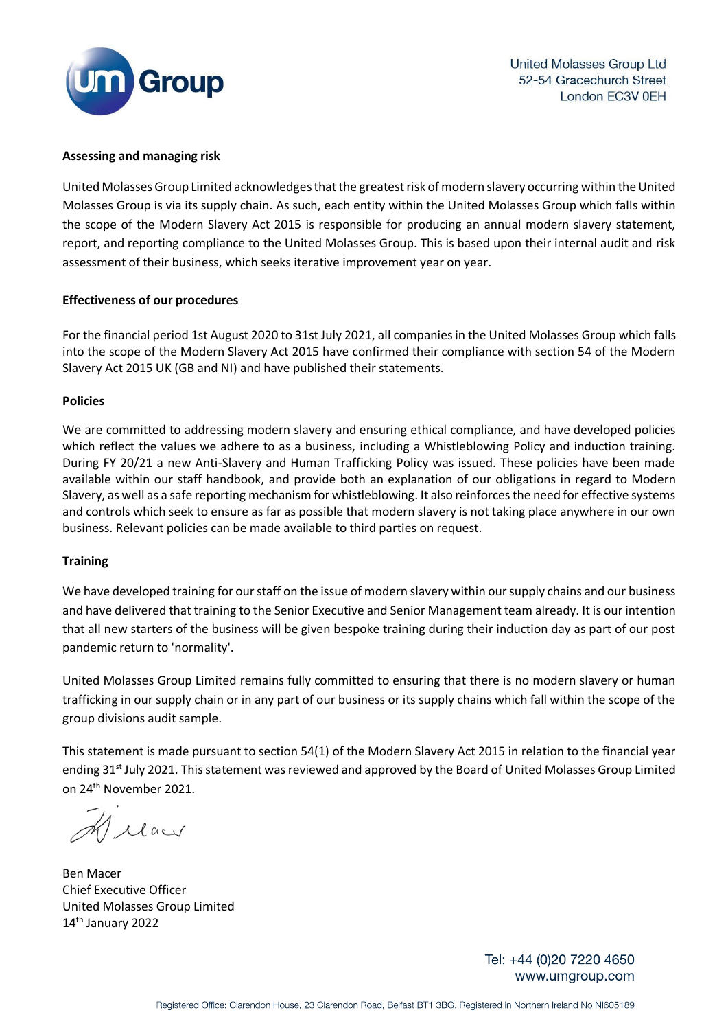United Molasses Group Ltd
52-54 Gracechurch Street
London EC3V 0EH

**Assessing and managing risk**

United Molasses Group Limited acknowledges that the greatest risk of modern slavery occurring within the United Molasses Group is via its supply chain. As such, each entity within the United Molasses Group which falls within the scope of the Modern Slavery Act 2015 is responsible for producing an annual modern slavery statement, report, and reporting compliance to the United Molasses Group. This is based upon their internal audit and risk assessment of their business, which seeks iterative improvement year on year.

**Effectiveness of our procedures**

For the financial period 1st August 2020 to 31st July 2021, all companies in the United Molasses Group which falls into the scope of the Modern Slavery Act 2015 have confirmed their compliance with section 54 of the Modern Slavery Act 2015 UK (GB and NI) and have published their statements.

**Policies**

We are committed to addressing modern slavery and ensuring ethical compliance, and have developed policies which reflect the values we adhere to as a business, including a Whistleblowing Policy and induction training. During FY 20/21 a new Anti-Slavery and Human Trafficking Policy was issued. These policies have been made available within our staff handbook, and provide both an explanation of our obligations in regard to Modern Slavery, as well as a safe reporting mechanism for whistleblowing. It also reinforces the need for effective systems and controls which seek to ensure as far as possible that modern slavery is not taking place anywhere in our own business. Relevant policies can be made available to third parties on request.

**Training**

We have developed training for our staff on the issue of modern slavery within our supply chains and our business and have delivered that training to the Senior Executive and Senior Management team already. It is our intention that all new starters of the business will be given bespoke training during their induction day as part of our post pandemic return to 'normality'.

United Molasses Group Limited remains fully committed to ensuring that there is no modern slavery or human trafficking in our supply chain or in any part of our business or its supply chains which fall within the scope of the group divisions audit sample.

This statement is made pursuant to section 54(1) of the Modern Slavery Act 2015 in relation to the financial year ending 31st July 2021. This statement was reviewed and approved by the Board of United Molasses Group Limited on 24th November 2021.

Ben Macer
Chief Executive Officer
United Molasses Group Limited
14th January 2022

Tel: +44 (0)20 7220 4650
www.umgroup.com

Registered Office: Clarendon House, 23 Clarendon Road, Belfast BT1 3BG. Registered in Northern Ireland No NI605189